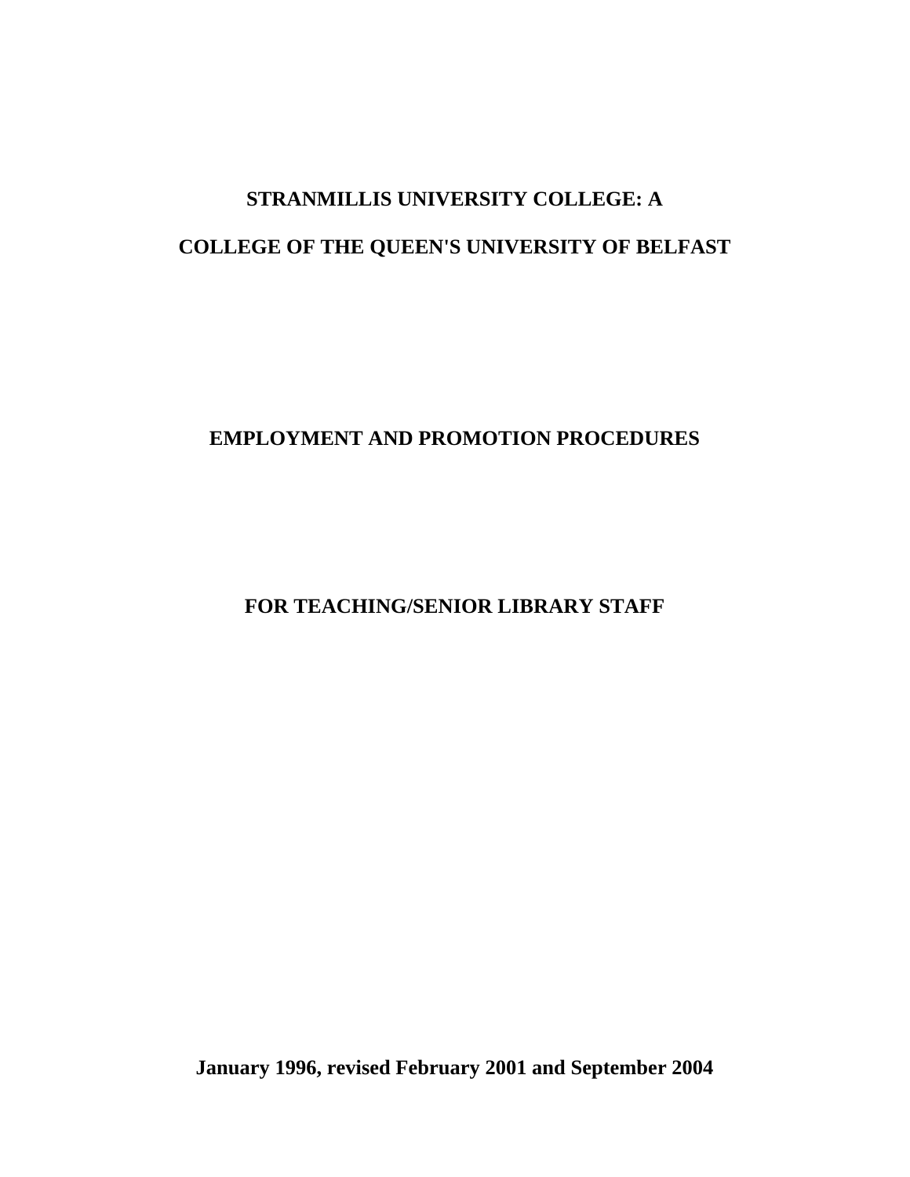# STRANMILLIS UNIVERSITY COLLEGE: A

# COLLEGE OF THE QUEEN'S UNIVERSITY OF BELFAST

## EMPLOYMENT AND PROMOTION PROCEDURES

## FOR TEACHING/SENIOR LIBRARY STAFF

**January 1996, revised February 2001 and September 2004**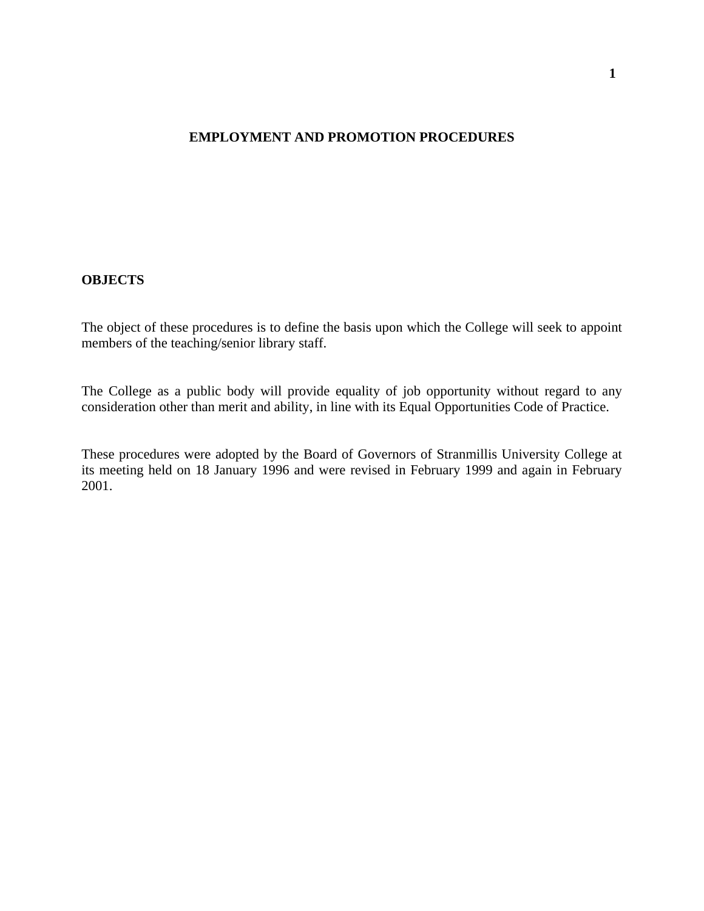# EMPLOYMENT AND PROMOTION PROCEDURES

## OBJECTS

The object of these procedures is to define the basis upon which the College will seek to appoint members of the teaching/senior library staff.

The College as a public body will provide equality of job opportunity without regard to any consideration other than merit and ability, in line with its Equal Opportunities Code of Practice.

These procedures were adopted by the Board of Governors of Stranmillis University College at its meeting held on 18 January 1996 and were revised in February 1999 and again in February 2001.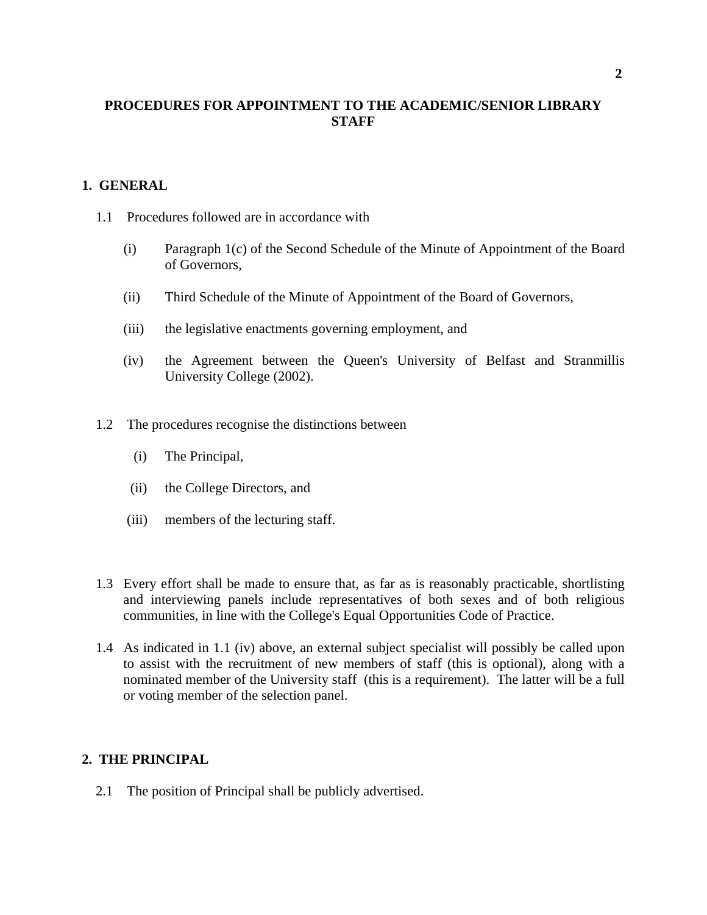## PROCEDURES FOR APPOINTMENT TO THE ACADEMIC/SENIOR LIBRARY STAFF

### 1. GENERAL

1.1 Procedures followed are in accordance with

(i) Paragraph 1(c) of the Second Schedule of the Minute of Appointment of the Board of Governors,

(ii) Third Schedule of the Minute of Appointment of the Board of Governors,

(iii) the legislative enactments governing employment, and

(iv) the Agreement between the Queen's University of Belfast and Stranmillis University College (2002).

1.2 The procedures recognise the distinctions between

(i) The Principal,

(ii) the College Directors, and

(iii) members of the lecturing staff.

1.3 Every effort shall be made to ensure that, as far as is reasonably practicable, shortlisting and interviewing panels include representatives of both sexes and of both religious communities, in line with the College's Equal Opportunities Code of Practice.

1.4 As indicated in 1.1 (iv) above, an external subject specialist will possibly be called upon to assist with the recruitment of new members of staff (this is optional), along with a nominated member of the University staff (this is a requirement). The latter will be a full or voting member of the selection panel.

### 2. THE PRINCIPAL

2.1 The position of Principal shall be publicly advertised.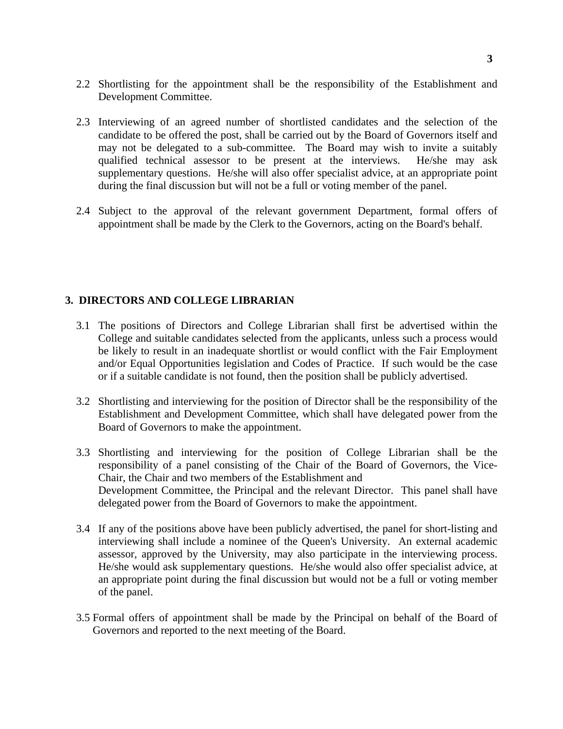2.2 Shortlisting for the appointment shall be the responsibility of the Establishment and Development Committee.

2.3 Interviewing of an agreed number of shortlisted candidates and the selection of the candidate to be offered the post, shall be carried out by the Board of Governors itself and may not be delegated to a sub-committee. The Board may wish to invite a suitably qualified technical assessor to be present at the interviews. He/she may ask supplementary questions. He/she will also offer specialist advice, at an appropriate point during the final discussion but will not be a full or voting member of the panel.

2.4 Subject to the approval of the relevant government Department, formal offers of appointment shall be made by the Clerk to the Governors, acting on the Board's behalf.

## 3. DIRECTORS AND COLLEGE LIBRARIAN

3.1 The positions of Directors and College Librarian shall first be advertised within the College and suitable candidates selected from the applicants, unless such a process would be likely to result in an inadequate shortlist or would conflict with the Fair Employment and/or Equal Opportunities legislation and Codes of Practice. If such would be the case or if a suitable candidate is not found, then the position shall be publicly advertised.

3.2 Shortlisting and interviewing for the position of Director shall be the responsibility of the Establishment and Development Committee, which shall have delegated power from the Board of Governors to make the appointment.

3.3 Shortlisting and interviewing for the position of College Librarian shall be the responsibility of a panel consisting of the Chair of the Board of Governors, the Vice-Chair, the Chair and two members of the Establishment and Development Committee, the Principal and the relevant Director. This panel shall have delegated power from the Board of Governors to make the appointment.

3.4 If any of the positions above have been publicly advertised, the panel for short-listing and interviewing shall include a nominee of the Queen's University. An external academic assessor, approved by the University, may also participate in the interviewing process. He/she would ask supplementary questions. He/she would also offer specialist advice, at an appropriate point during the final discussion but would not be a full or voting member of the panel.

3.5 Formal offers of appointment shall be made by the Principal on behalf of the Board of Governors and reported to the next meeting of the Board.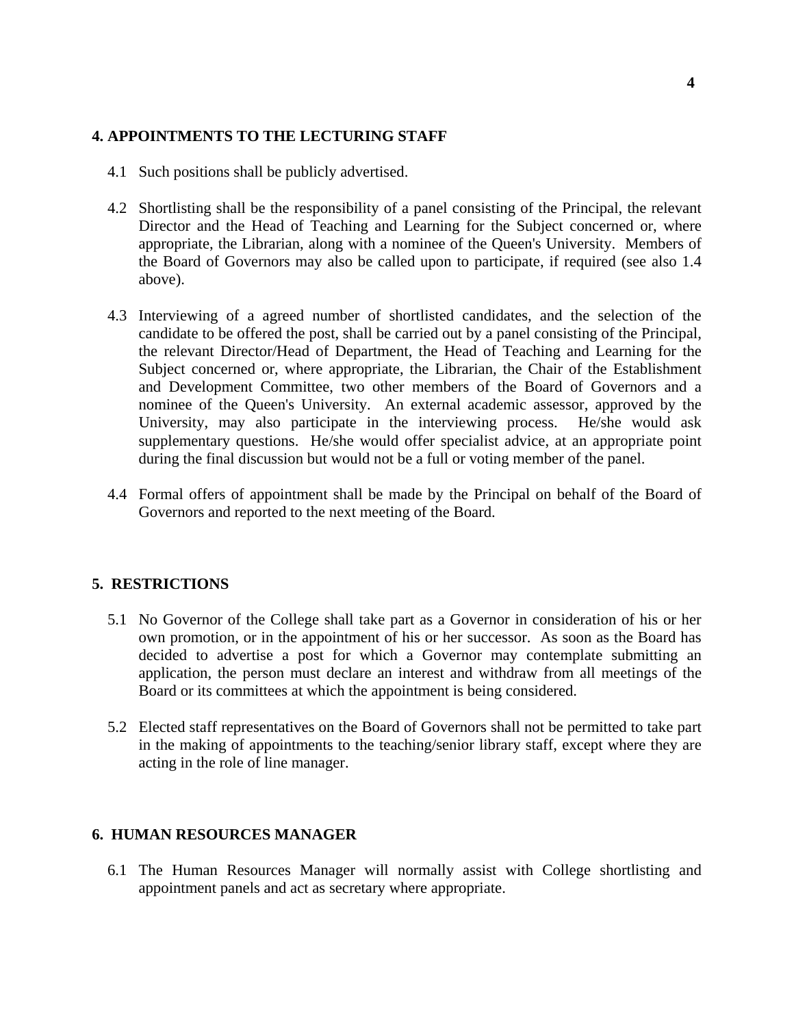## 4. APPOINTMENTS TO THE LECTURING STAFF

4.1 Such positions shall be publicly advertised.

4.2 Shortlisting shall be the responsibility of a panel consisting of the Principal, the relevant Director and the Head of Teaching and Learning for the Subject concerned or, where appropriate, the Librarian, along with a nominee of the Queen's University. Members of the Board of Governors may also be called upon to participate, if required (see also 1.4 above).

4.3 Interviewing of a agreed number of shortlisted candidates, and the selection of the candidate to be offered the post, shall be carried out by a panel consisting of the Principal, the relevant Director/Head of Department, the Head of Teaching and Learning for the Subject concerned or, where appropriate, the Librarian, the Chair of the Establishment and Development Committee, two other members of the Board of Governors and a nominee of the Queen's University. An external academic assessor, approved by the University, may also participate in the interviewing process. He/she would ask supplementary questions. He/she would offer specialist advice, at an appropriate point during the final discussion but would not be a full or voting member of the panel.

4.4 Formal offers of appointment shall be made by the Principal on behalf of the Board of Governors and reported to the next meeting of the Board.

## 5. RESTRICTIONS

5.1 No Governor of the College shall take part as a Governor in consideration of his or her own promotion, or in the appointment of his or her successor. As soon as the Board has decided to advertise a post for which a Governor may contemplate submitting an application, the person must declare an interest and withdraw from all meetings of the Board or its committees at which the appointment is being considered.

5.2 Elected staff representatives on the Board of Governors shall not be permitted to take part in the making of appointments to the teaching/senior library staff, except where they are acting in the role of line manager.

## 6. HUMAN RESOURCES MANAGER

6.1 The Human Resources Manager will normally assist with College shortlisting and appointment panels and act as secretary where appropriate.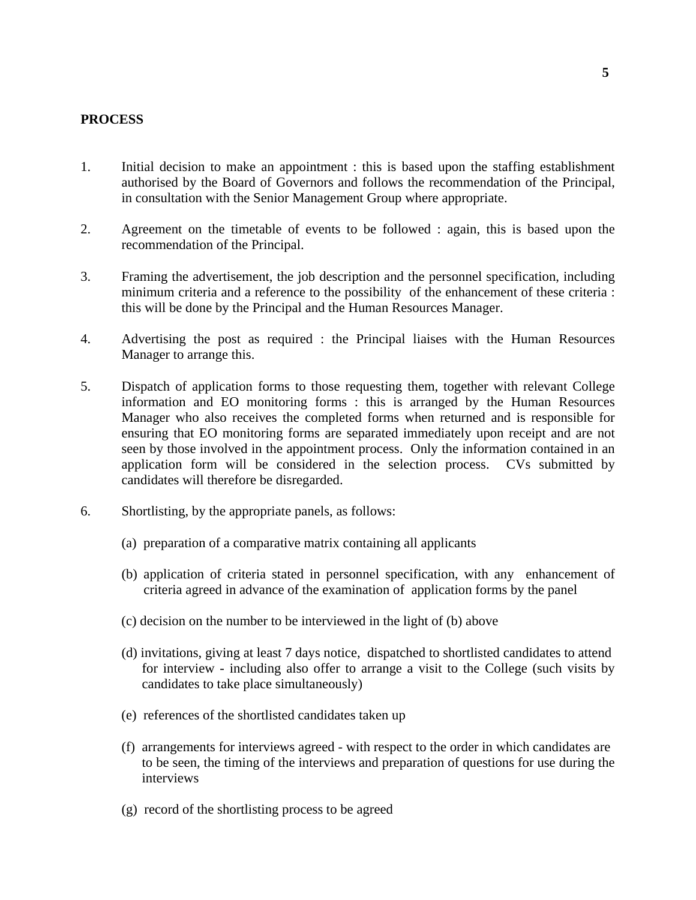**PROCESS**

1. Initial decision to make an appointment : this is based upon the staffing establishment authorised by the Board of Governors and follows the recommendation of the Principal, in consultation with the Senior Management Group where appropriate.

2. Agreement on the timetable of events to be followed : again, this is based upon the recommendation of the Principal.

3. Framing the advertisement, the job description and the personnel specification, including minimum criteria and a reference to the possibility of the enhancement of these criteria : this will be done by the Principal and the Human Resources Manager.

4. Advertising the post as required : the Principal liaises with the Human Resources Manager to arrange this.

5. Dispatch of application forms to those requesting them, together with relevant College information and EO monitoring forms : this is arranged by the Human Resources Manager who also receives the completed forms when returned and is responsible for ensuring that EO monitoring forms are separated immediately upon receipt and are not seen by those involved in the appointment process. Only the information contained in an application form will be considered in the selection process. CVs submitted by candidates will therefore be disregarded.

6. Shortlisting, by the appropriate panels, as follows:

   (a) preparation of a comparative matrix containing all applicants

   (b) application of criteria stated in personnel specification, with any enhancement of criteria agreed in advance of the examination of application forms by the panel

   (c) decision on the number to be interviewed in the light of (b) above

   (d) invitations, giving at least 7 days notice, dispatched to shortlisted candidates to attend for interview - including also offer to arrange a visit to the College (such visits by candidates to take place simultaneously)

   (e) references of the shortlisted candidates taken up

   (f) arrangements for interviews agreed - with respect to the order in which candidates are to be seen, the timing of the interviews and preparation of questions for use during the interviews

   (g) record of the shortlisting process to be agreed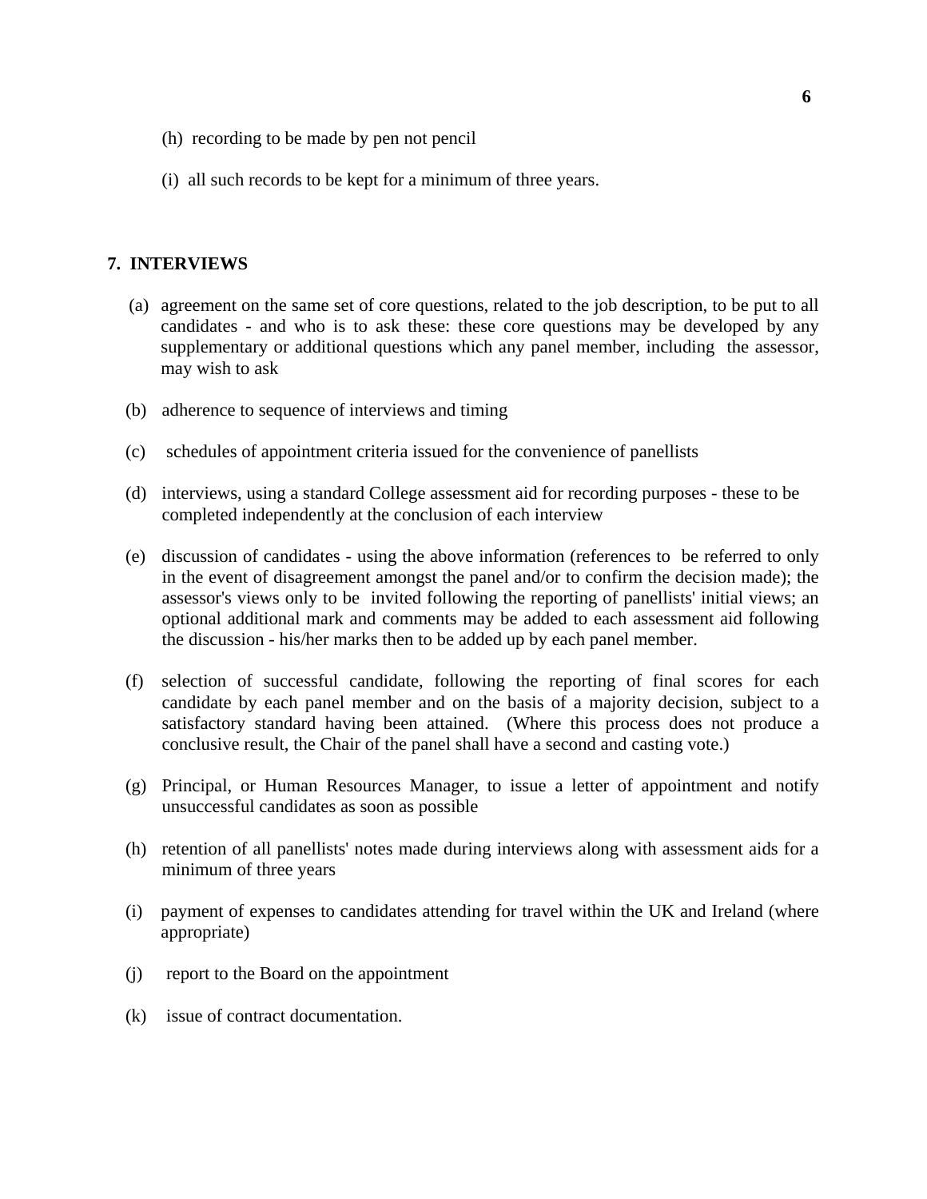(h) recording to be made by pen not pencil

(i) all such records to be kept for a minimum of three years.

## 7. INTERVIEWS

(a) agreement on the same set of core questions, related to the job description, to be put to all candidates - and who is to ask these: these core questions may be developed by any supplementary or additional questions which any panel member, including the assessor, may wish to ask

(b) adherence to sequence of interviews and timing

(c) schedules of appointment criteria issued for the convenience of panellists

(d) interviews, using a standard College assessment aid for recording purposes - these to be completed independently at the conclusion of each interview

(e) discussion of candidates - using the above information (references to be referred to only in the event of disagreement amongst the panel and/or to confirm the decision made); the assessor's views only to be invited following the reporting of panellists' initial views; an optional additional mark and comments may be added to each assessment aid following the discussion - his/her marks then to be added up by each panel member.

(f) selection of successful candidate, following the reporting of final scores for each candidate by each panel member and on the basis of a majority decision, subject to a satisfactory standard having been attained. (Where this process does not produce a conclusive result, the Chair of the panel shall have a second and casting vote.)

(g) Principal, or Human Resources Manager, to issue a letter of appointment and notify unsuccessful candidates as soon as possible

(h) retention of all panellists' notes made during interviews along with assessment aids for a minimum of three years

(i) payment of expenses to candidates attending for travel within the UK and Ireland (where appropriate)

(j) report to the Board on the appointment

(k) issue of contract documentation.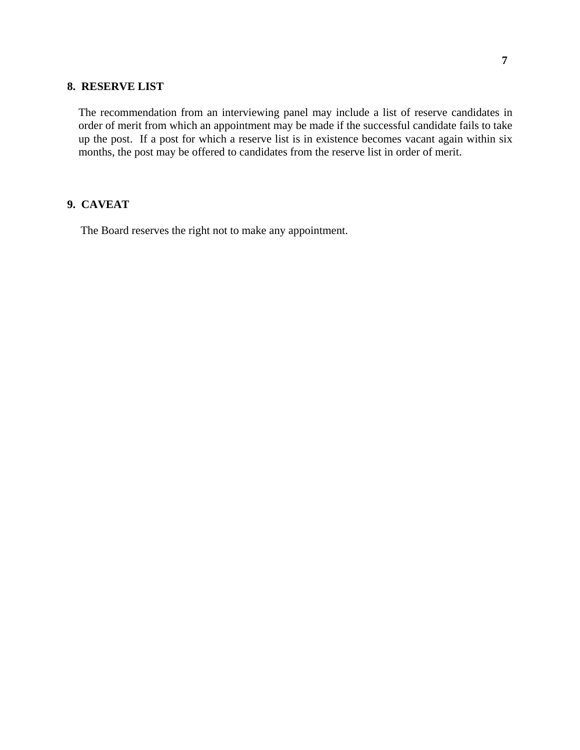## 8. RESERVE LIST

The recommendation from an interviewing panel may include a list of reserve candidates in order of merit from which an appointment may be made if the successful candidate fails to take up the post. If a post for which a reserve list is in existence becomes vacant again within six months, the post may be offered to candidates from the reserve list in order of merit.

## 9. CAVEAT

The Board reserves the right not to make any appointment.